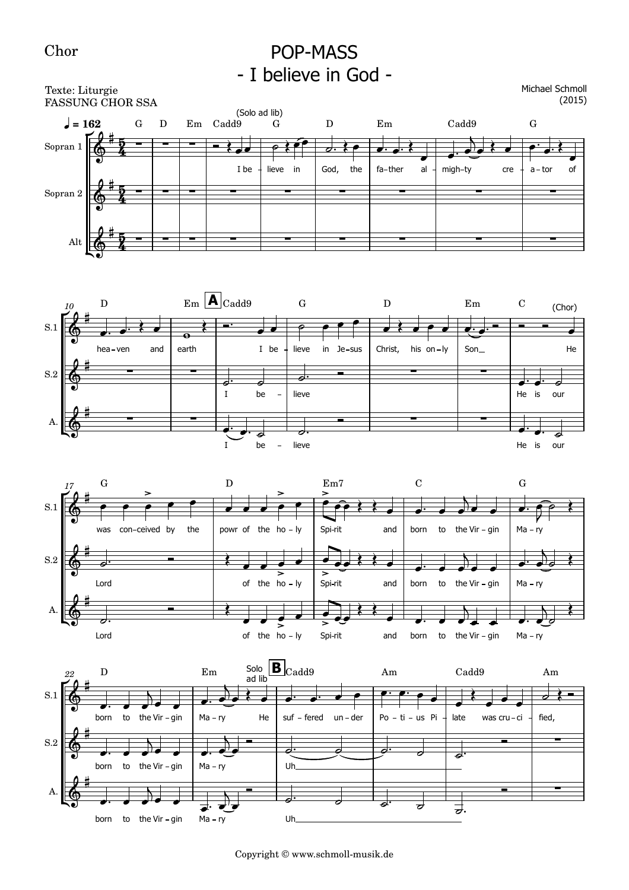Chor

# POP-MASS
## - I believe in God -

Texte: Liturgie
FASSUNG CHOR SSA

Michael Schmoll
(2015)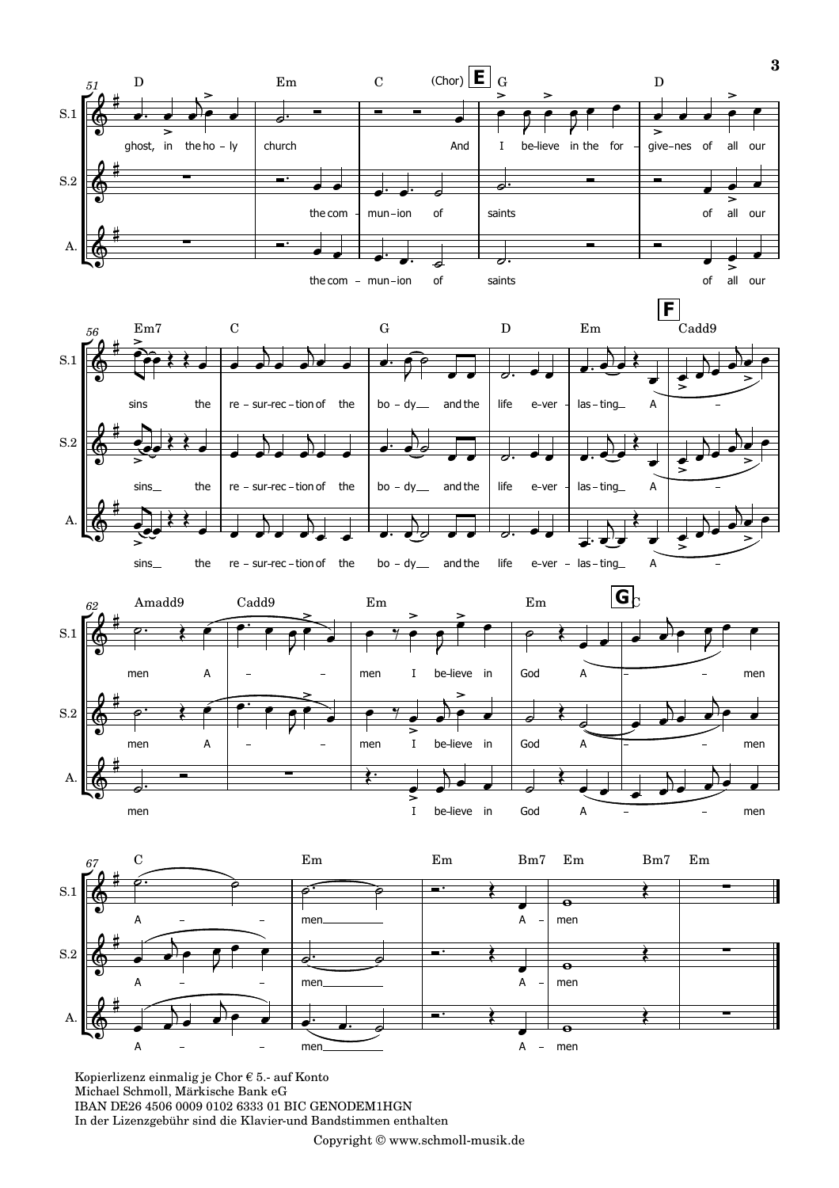Kopierlizenz einmalig je Chor € 5.- auf Konto
Michael Schmoll, Märkische Bank eG
IBAN DE26 4506 0009 0102 6333 01 BIC GENODEM1HGN
In der Lizenzgebühr sind die Klavier-und Bandstimmen enthalten

Copyright © www.schmoll-musik.de